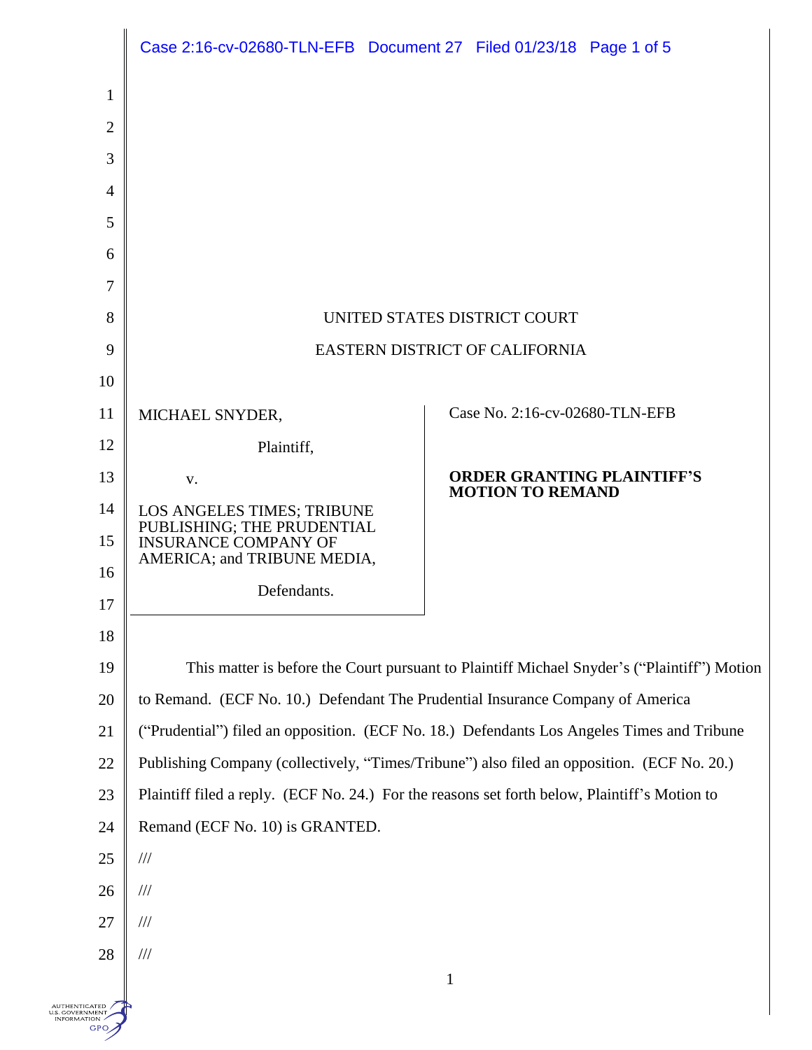UNITED STATES DISTRICT COURT

EASTERN DISTRICT OF CALIFORNIA

MICHAEL SNYDER,

Plaintiff,

v.

LOS ANGELES TIMES; TRIBUNE PUBLISHING; THE PRUDENTIAL INSURANCE COMPANY OF AMERICA; and TRIBUNE MEDIA,

Defendants.

Case No. 2:16-cv-02680-TLN-EFB

**ORDER GRANTING PLAINTIFF'S MOTION TO REMAND**

This matter is before the Court pursuant to Plaintiff Michael Snyder's ("Plaintiff") Motion to Remand. (ECF No. 10.) Defendant The Prudential Insurance Company of America ("Prudential") filed an opposition. (ECF No. 18.) Defendants Los Angeles Times and Tribune Publishing Company (collectively, "Times/Tribune") also filed an opposition. (ECF No. 20.) Plaintiff filed a reply. (ECF No. 24.) For the reasons set forth below, Plaintiff's Motion to Remand (ECF No. 10) is GRANTED.

///

///

///

///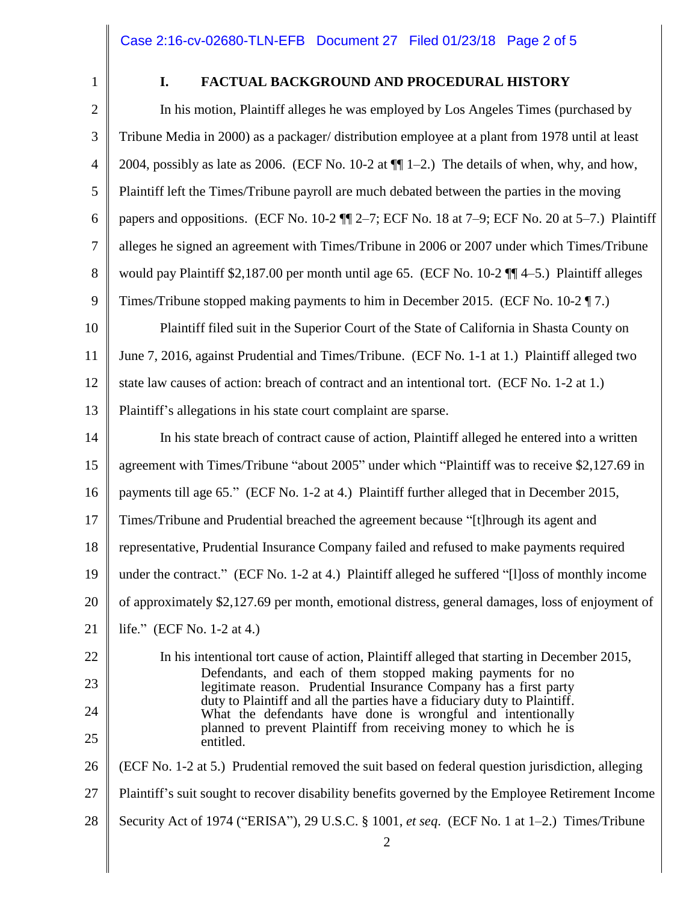## I. FACTUAL BACKGROUND AND PROCEDURAL HISTORY

In his motion, Plaintiff alleges he was employed by Los Angeles Times (purchased by Tribune Media in 2000) as a packager/ distribution employee at a plant from 1978 until at least 2004, possibly as late as 2006. (ECF No. 10-2 at ¶¶ 1–2.) The details of when, why, and how, Plaintiff left the Times/Tribune payroll are much debated between the parties in the moving papers and oppositions. (ECF No. 10-2 ¶¶ 2–7; ECF No. 18 at 7–9; ECF No. 20 at 5–7.) Plaintiff alleges he signed an agreement with Times/Tribune in 2006 or 2007 under which Times/Tribune would pay Plaintiff $2,187.00 per month until age 65. (ECF No. 10-2 ¶¶ 4–5.) Plaintiff alleges Times/Tribune stopped making payments to him in December 2015. (ECF No. 10-2 ¶ 7.)

Plaintiff filed suit in the Superior Court of the State of California in Shasta County on June 7, 2016, against Prudential and Times/Tribune. (ECF No. 1-1 at 1.) Plaintiff alleged two state law causes of action: breach of contract and an intentional tort. (ECF No. 1-2 at 1.) Plaintiff's allegations in his state court complaint are sparse.

In his state breach of contract cause of action, Plaintiff alleged he entered into a written agreement with Times/Tribune "about 2005" under which "Plaintiff was to receive $2,127.69 in payments till age 65." (ECF No. 1-2 at 4.) Plaintiff further alleged that in December 2015, Times/Tribune and Prudential breached the agreement because "[t]hrough its agent and representative, Prudential Insurance Company failed and refused to make payments required under the contract." (ECF No. 1-2 at 4.) Plaintiff alleged he suffered "[l]oss of monthly income of approximately $2,127.69 per month, emotional distress, general damages, loss of enjoyment of life." (ECF No. 1-2 at 4.)

In his intentional tort cause of action, Plaintiff alleged that starting in December 2015,

> Defendants, and each of them stopped making payments for no legitimate reason. Prudential Insurance Company has a first party duty to Plaintiff and all the parties have a fiduciary duty to Plaintiff. What the defendants have done is wrongful and intentionally planned to prevent Plaintiff from receiving money to which he is entitled.

(ECF No. 1-2 at 5.) Prudential removed the suit based on federal question jurisdiction, alleging Plaintiff's suit sought to recover disability benefits governed by the Employee Retirement Income Security Act of 1974 ("ERISA"), 29 U.S.C. § 1001, *et seq.* (ECF No. 1 at 1–2.) Times/Tribune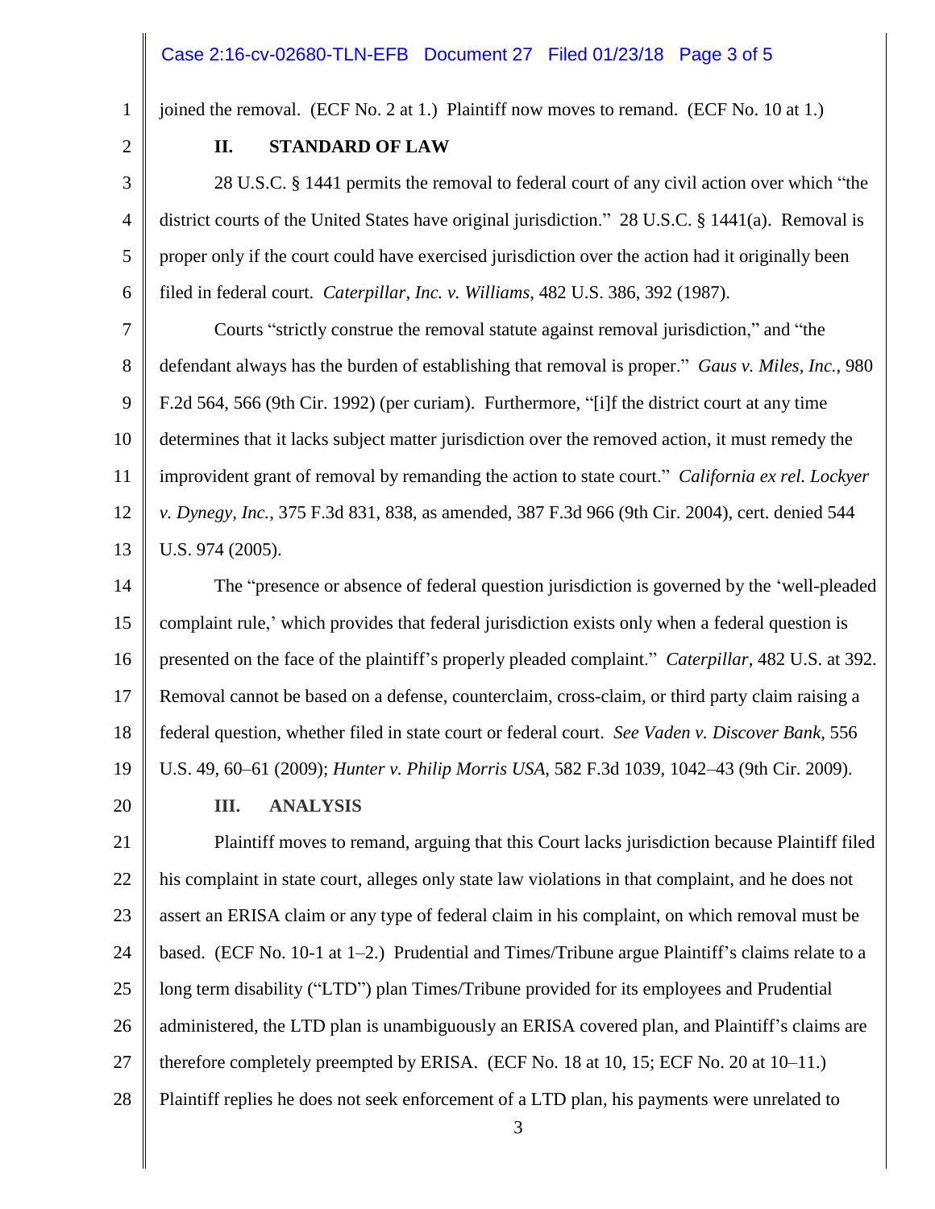joined the removal. (ECF No. 2 at 1.) Plaintiff now moves to remand. (ECF No. 10 at 1.)

## II. STANDARD OF LAW

28 U.S.C. § 1441 permits the removal to federal court of any civil action over which "the district courts of the United States have original jurisdiction." 28 U.S.C. § 1441(a). Removal is proper only if the court could have exercised jurisdiction over the action had it originally been filed in federal court. *Caterpillar, Inc. v. Williams*, 482 U.S. 386, 392 (1987).

Courts "strictly construe the removal statute against removal jurisdiction," and "the defendant always has the burden of establishing that removal is proper." *Gaus v. Miles, Inc.*, 980 F.2d 564, 566 (9th Cir. 1992) (per curiam). Furthermore, "[i]f the district court at any time determines that it lacks subject matter jurisdiction over the removed action, it must remedy the improvident grant of removal by remanding the action to state court." *California ex rel. Lockyer v. Dynegy, Inc.*, 375 F.3d 831, 838, as amended, 387 F.3d 966 (9th Cir. 2004), cert. denied 544 U.S. 974 (2005).

The "presence or absence of federal question jurisdiction is governed by the 'well-pleaded complaint rule,' which provides that federal jurisdiction exists only when a federal question is presented on the face of the plaintiff's properly pleaded complaint." *Caterpillar*, 482 U.S. at 392. Removal cannot be based on a defense, counterclaim, cross-claim, or third party claim raising a federal question, whether filed in state court or federal court. *See Vaden v. Discover Bank*, 556 U.S. 49, 60–61 (2009); *Hunter v. Philip Morris USA*, 582 F.3d 1039, 1042–43 (9th Cir. 2009).

## III. ANALYSIS

Plaintiff moves to remand, arguing that this Court lacks jurisdiction because Plaintiff filed his complaint in state court, alleges only state law violations in that complaint, and he does not assert an ERISA claim or any type of federal claim in his complaint, on which removal must be based. (ECF No. 10-1 at 1–2.) Prudential and Times/Tribune argue Plaintiff's claims relate to a long term disability ("LTD") plan Times/Tribune provided for its employees and Prudential administered, the LTD plan is unambiguously an ERISA covered plan, and Plaintiff's claims are therefore completely preempted by ERISA. (ECF No. 18 at 10, 15; ECF No. 20 at 10–11.) Plaintiff replies he does not seek enforcement of a LTD plan, his payments were unrelated to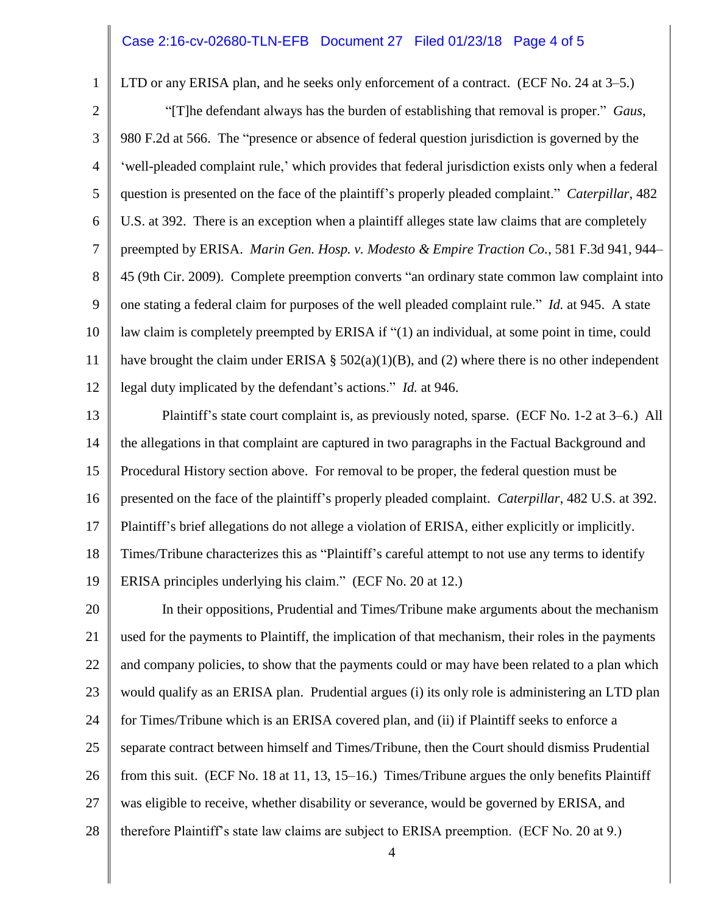LTD or any ERISA plan, and he seeks only enforcement of a contract. (ECF No. 24 at 3–5.)

"[T]he defendant always has the burden of establishing that removal is proper." *Gaus*, 980 F.2d at 566. The "presence or absence of federal question jurisdiction is governed by the 'well-pleaded complaint rule,' which provides that federal jurisdiction exists only when a federal question is presented on the face of the plaintiff's properly pleaded complaint." *Caterpillar*, 482 U.S. at 392. There is an exception when a plaintiff alleges state law claims that are completely preempted by ERISA. *Marin Gen. Hosp. v. Modesto & Empire Traction Co.*, 581 F.3d 941, 944–45 (9th Cir. 2009). Complete preemption converts "an ordinary state common law complaint into one stating a federal claim for purposes of the well pleaded complaint rule." *Id.* at 945. A state law claim is completely preempted by ERISA if "(1) an individual, at some point in time, could have brought the claim under ERISA § 502(a)(1)(B), and (2) where there is no other independent legal duty implicated by the defendant's actions." *Id.* at 946.

Plaintiff's state court complaint is, as previously noted, sparse. (ECF No. 1-2 at 3–6.) All the allegations in that complaint are captured in two paragraphs in the Factual Background and Procedural History section above. For removal to be proper, the federal question must be presented on the face of the plaintiff's properly pleaded complaint. *Caterpillar*, 482 U.S. at 392. Plaintiff's brief allegations do not allege a violation of ERISA, either explicitly or implicitly. Times/Tribune characterizes this as "Plaintiff's careful attempt to not use any terms to identify ERISA principles underlying his claim." (ECF No. 20 at 12.)

In their oppositions, Prudential and Times/Tribune make arguments about the mechanism used for the payments to Plaintiff, the implication of that mechanism, their roles in the payments and company policies, to show that the payments could or may have been related to a plan which would qualify as an ERISA plan. Prudential argues (i) its only role is administering an LTD plan for Times/Tribune which is an ERISA covered plan, and (ii) if Plaintiff seeks to enforce a separate contract between himself and Times/Tribune, then the Court should dismiss Prudential from this suit. (ECF No. 18 at 11, 13, 15–16.) Times/Tribune argues the only benefits Plaintiff was eligible to receive, whether disability or severance, would be governed by ERISA, and therefore Plaintiff's state law claims are subject to ERISA preemption. (ECF No. 20 at 9.)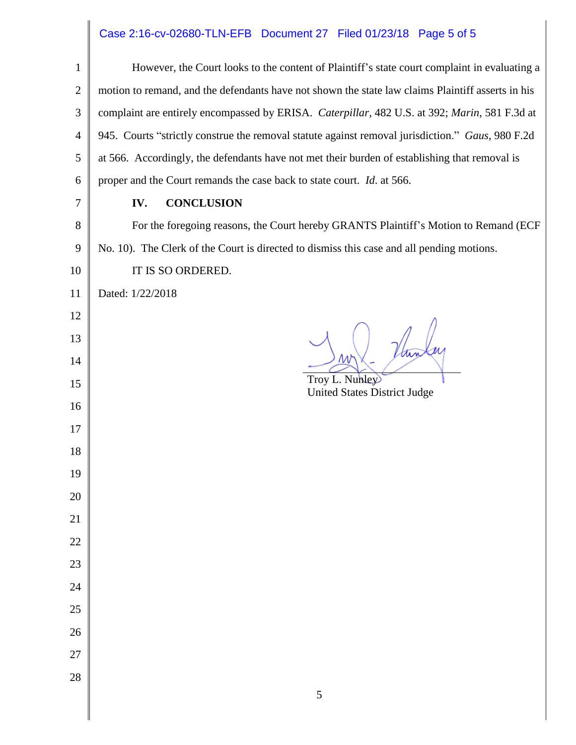However, the Court looks to the content of Plaintiff's state court complaint in evaluating a motion to remand, and the defendants have not shown the state law claims Plaintiff asserts in his complaint are entirely encompassed by ERISA. *Caterpillar*, 482 U.S. at 392; *Marin*, 581 F.3d at 945. Courts "strictly construe the removal statute against removal jurisdiction." *Gaus*, 980 F.2d at 566. Accordingly, the defendants have not met their burden of establishing that removal is proper and the Court remands the case back to state court. *Id*. at 566.

## IV. CONCLUSION

For the foregoing reasons, the Court hereby GRANTS Plaintiff's Motion to Remand (ECF No. 10). The Clerk of the Court is directed to dismiss this case and all pending motions.

IT IS SO ORDERED.

Dated: 1/22/2018

Troy L. Nunley
United States District Judge